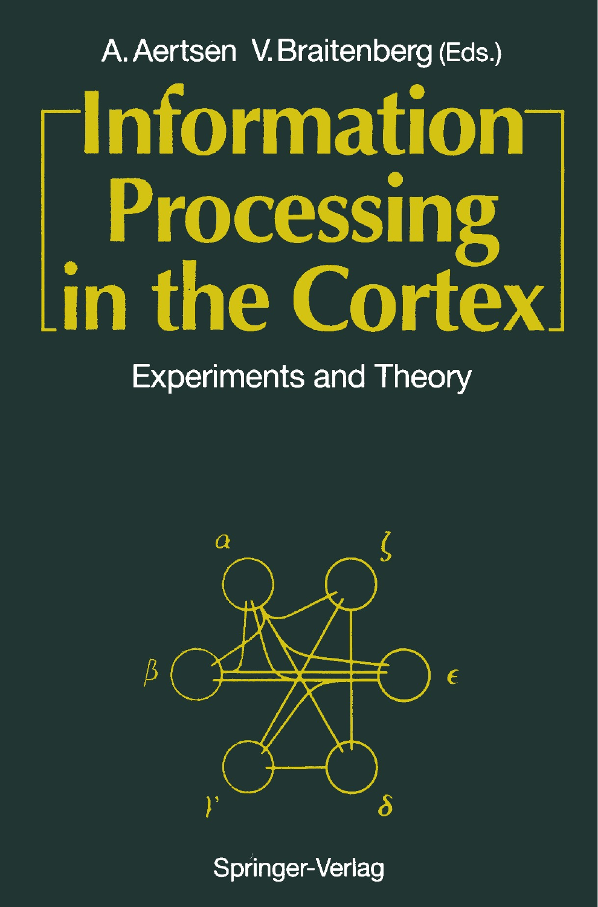A. Aertsen V. Braitenberg (Eds.)

# Information Processing in the Cortex

## Experiments and Theory

Springer-Verlag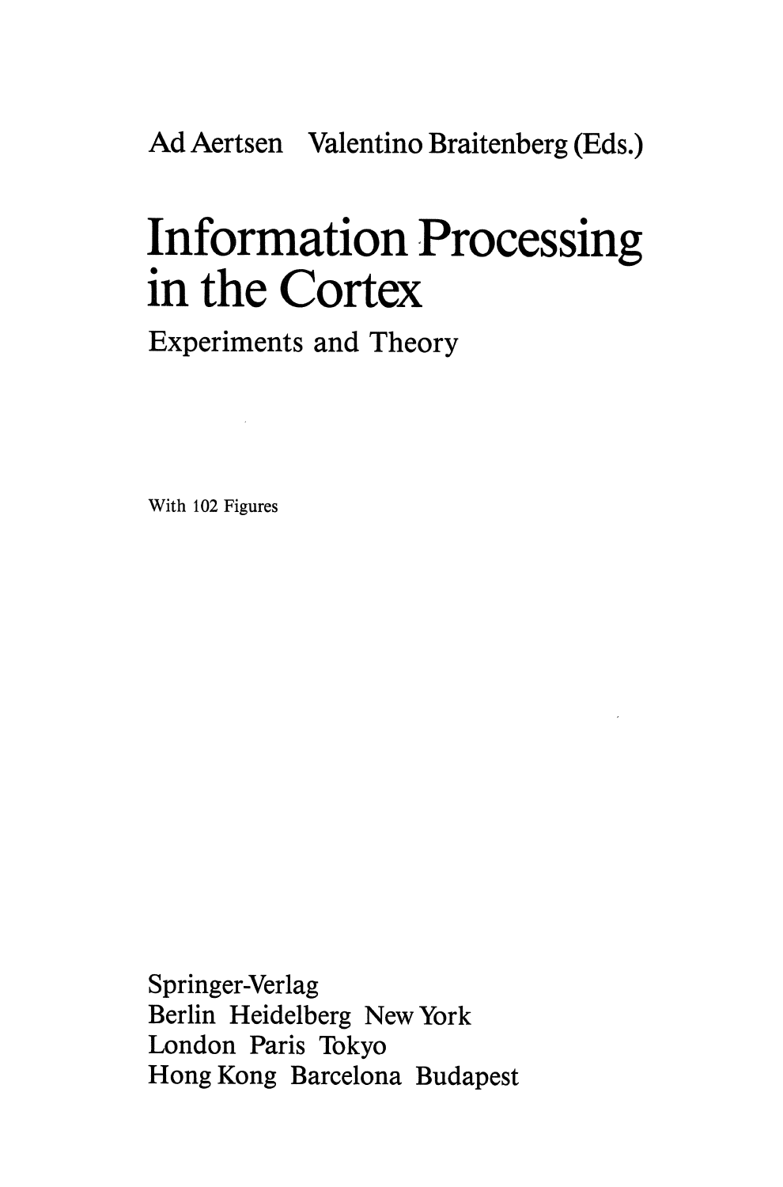Ad Aertsen Valentino Braitenberg (Eds.)

# Information Processing in the Cortex

## Experiments and Theory

With 102 Figures

Springer-Verlag
Berlin Heidelberg New York
London Paris Tokyo
Hong Kong Barcelona Budapest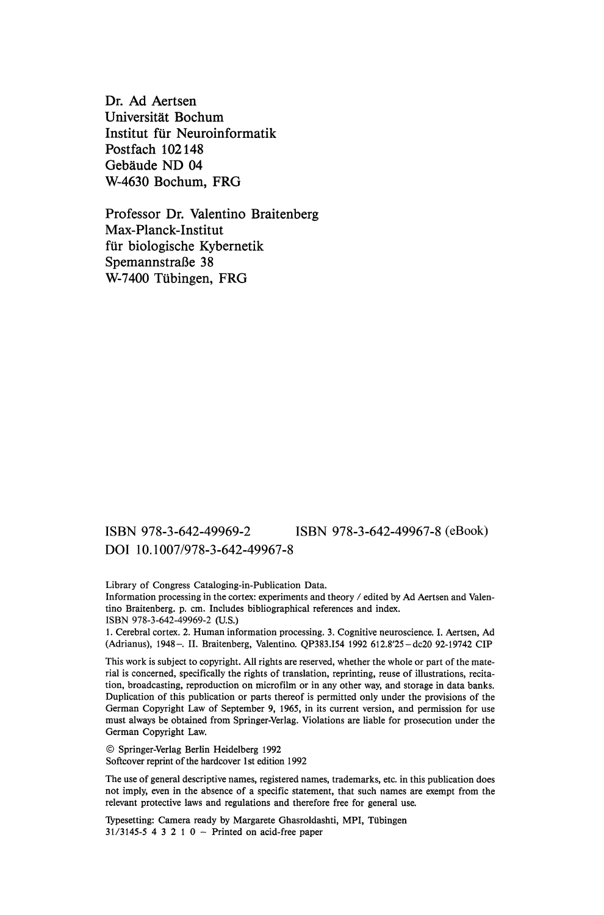Dr. Ad Aertsen
Universität Bochum
Institut für Neuroinformatik
Postfach 102148
Gebäude ND 04
W-4630 Bochum, FRG

Professor Dr. Valentino Braitenberg
Max-Planck-Institut
für biologische Kybernetik
Spemannstraße 38
W-7400 Tübingen, FRG

ISBN 978-3-642-49969-2 ISBN 978-3-642-49967-8 (eBook)
DOI 10.1007/978-3-642-49967-8

Library of Congress Cataloging-in-Publication Data.
Information processing in the cortex: experiments and theory / edited by Ad Aertsen and Valentino Braitenberg. p. cm. Includes bibliographical references and index.
ISBN 978-3-642-49969-2 (U.S.)
1. Cerebral cortex. 2. Human information processing. 3. Cognitive neuroscience. I. Aertsen, Ad (Adrianus), 1948–. II. Braitenberg, Valentino. QP383.I54 1992 612.8'25–dc20 92-19742 CIP

This work is subject to copyright. All rights are reserved, whether the whole or part of the material is concerned, specifically the rights of translation, reprinting, reuse of illustrations, recitation, broadcasting, reproduction on microfilm or in any other way, and storage in data banks. Duplication of this publication or parts thereof is permitted only under the provisions of the German Copyright Law of September 9, 1965, in its current version, and permission for use must always be obtained from Springer-Verlag. Violations are liable for prosecution under the German Copyright Law.

© Springer-Verlag Berlin Heidelberg 1992
Softcover reprint of the hardcover 1st edition 1992

The use of general descriptive names, registered names, trademarks, etc. in this publication does not imply, even in the absence of a specific statement, that such names are exempt from the relevant protective laws and regulations and therefore free for general use.

Typesetting: Camera ready by Margarete Ghasroldashti, MPI, Tübingen
31/3145-5 4 3 2 1 0 – Printed on acid-free paper